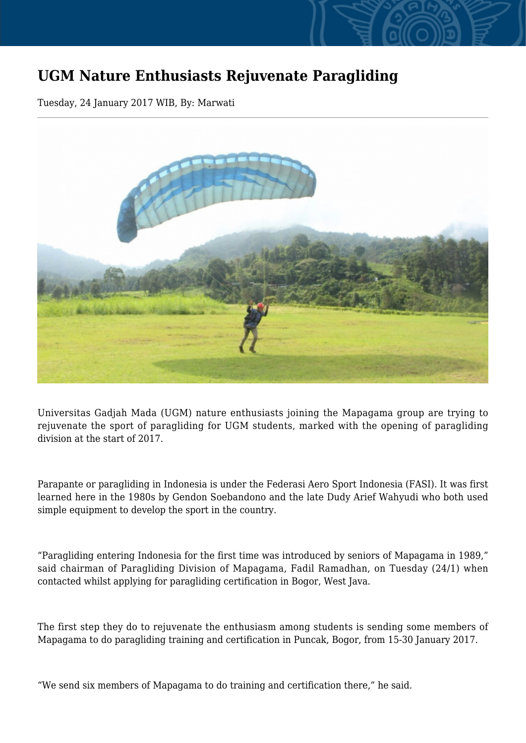# UGM Nature Enthusiasts Rejuvenate Paragliding

Tuesday, 24 January 2017 WIB, By: Marwati

Universitas Gadjah Mada (UGM) nature enthusiasts joining the Mapagama group are trying to rejuvenate the sport of paragliding for UGM students, marked with the opening of paragliding division at the start of 2017.

Parapante or paragliding in Indonesia is under the Federasi Aero Sport Indonesia (FASI). It was first learned here in the 1980s by Gendon Soebandono and the late Dudy Arief Wahyudi who both used simple equipment to develop the sport in the country.

"Paragliding entering Indonesia for the first time was introduced by seniors of Mapagama in 1989," said chairman of Paragliding Division of Mapagama, Fadil Ramadhan, on Tuesday (24/1) when contacted whilst applying for paragliding certification in Bogor, West Java.

The first step they do to rejuvenate the enthusiasm among students is sending some members of Mapagama to do paragliding training and certification in Puncak, Bogor, from 15-30 January 2017.

"We send six members of Mapagama to do training and certification there," he said.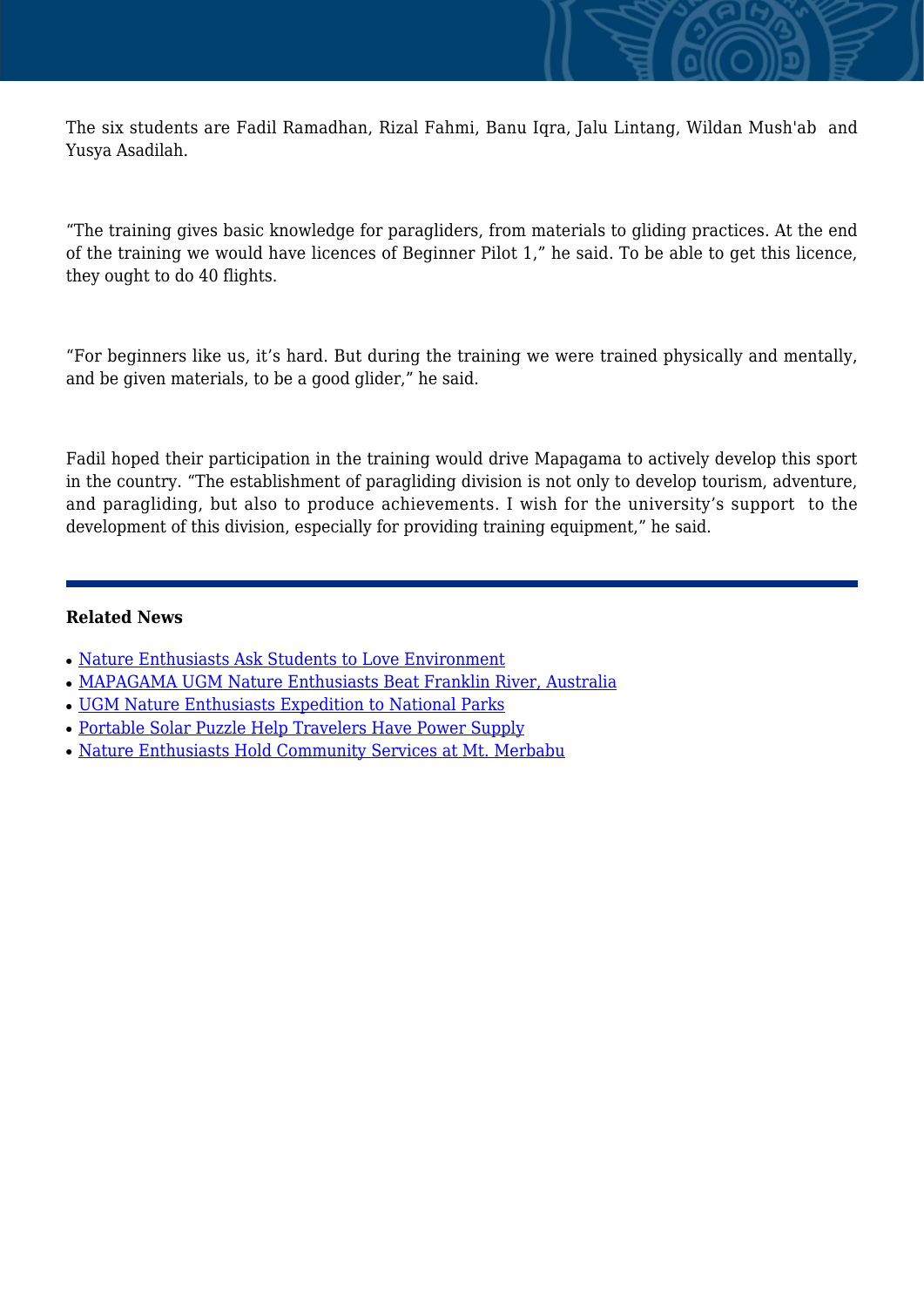The six students are Fadil Ramadhan, Rizal Fahmi, Banu Iqra, Jalu Lintang, Wildan Mush'ab and Yusya Asadilah.

“The training gives basic knowledge for paragliders, from materials to gliding practices. At the end of the training we would have licences of Beginner Pilot 1,” he said. To be able to get this licence, they ought to do 40 flights.

“For beginners like us, it’s hard. But during the training we were trained physically and mentally, and be given materials, to be a good glider,” he said.

Fadil hoped their participation in the training would drive Mapagama to actively develop this sport in the country. “The establishment of paragliding division is not only to develop tourism, adventure, and paragliding, but also to produce achievements. I wish for the university’s support to the development of this division, especially for providing training equipment,” he said.

---

**Related News**

- Nature Enthusiasts Ask Students to Love Environment
- MAPAGAMA UGM Nature Enthusiasts Beat Franklin River, Australia
- UGM Nature Enthusiasts Expedition to National Parks
- Portable Solar Puzzle Help Travelers Have Power Supply
- Nature Enthusiasts Hold Community Services at Mt. Merbabu